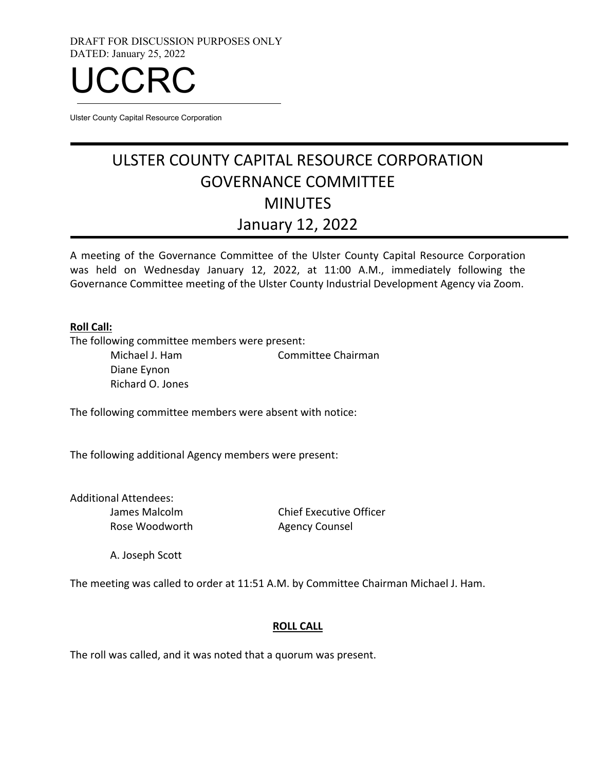DRAFT FOR DISCUSSION PURPOSES ONLY
DATED: January 25, 2022

# UCCRC

Ulster County Capital Resource Corporation

# ULSTER COUNTY CAPITAL RESOURCE CORPORATION GOVERNANCE COMMITTEE MINUTES January 12, 2022

A meeting of the Governance Committee of the Ulster County Capital Resource Corporation was held on Wednesday January 12, 2022, at 11:00 A.M., immediately following the Governance Committee meeting of the Ulster County Industrial Development Agency via Zoom.

**Roll Call:**

The following committee members were present:

| | |
|---|---|
| Michael J. Ham | Committee Chairman |
| Diane Eynon | |
| Richard O. Jones | |

The following committee members were absent with notice:

The following additional Agency members were present:

Additional Attendees:

| | |
|---|---|
| James Malcolm | Chief Executive Officer |
| Rose Woodworth | Agency Counsel |
| A. Joseph Scott | |

The meeting was called to order at 11:51 A.M. by Committee Chairman Michael J. Ham.

**ROLL CALL**

The roll was called, and it was noted that a quorum was present.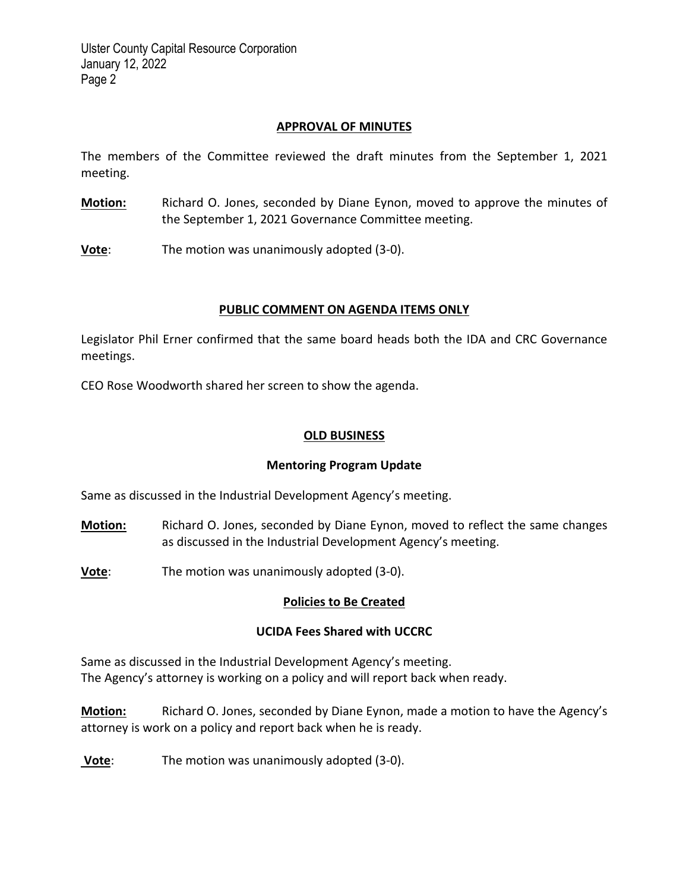## APPROVAL OF MINUTES

The members of the Committee reviewed the draft minutes from the September 1, 2021 meeting.

**Motion:** Richard O. Jones, seconded by Diane Eynon, moved to approve the minutes of the September 1, 2021 Governance Committee meeting.

**Vote:** The motion was unanimously adopted (3-0).

## PUBLIC COMMENT ON AGENDA ITEMS ONLY

Legislator Phil Erner confirmed that the same board heads both the IDA and CRC Governance meetings.

CEO Rose Woodworth shared her screen to show the agenda.

## OLD BUSINESS

### Mentoring Program Update

Same as discussed in the Industrial Development Agency's meeting.

**Motion:** Richard O. Jones, seconded by Diane Eynon, moved to reflect the same changes as discussed in the Industrial Development Agency's meeting.

**Vote:** The motion was unanimously adopted (3-0).

### Policies to Be Created

#### UCIDA Fees Shared with UCCRC

Same as discussed in the Industrial Development Agency's meeting.
The Agency's attorney is working on a policy and will report back when ready.

**Motion:** Richard O. Jones, seconded by Diane Eynon, made a motion to have the Agency's attorney is work on a policy and report back when he is ready.

**Vote:** The motion was unanimously adopted (3-0).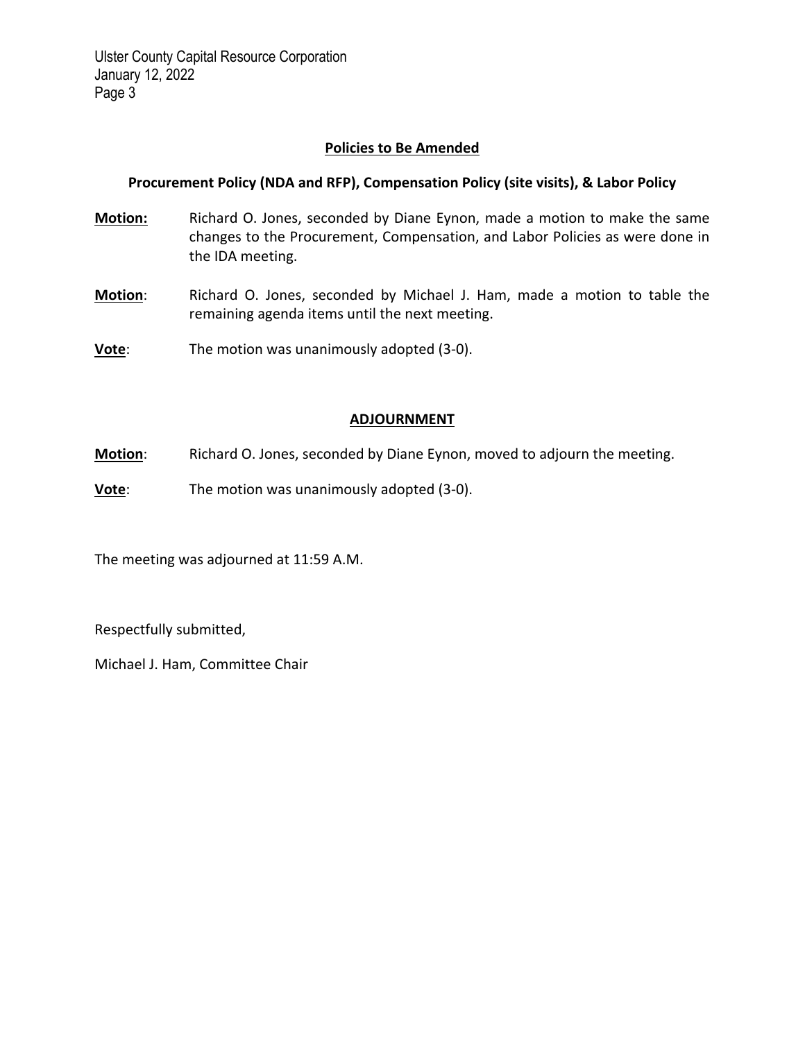## Policies to Be Amended

### Procurement Policy (NDA and RFP), Compensation Policy (site visits), & Labor Policy

**Motion:** Richard O. Jones, seconded by Diane Eynon, made a motion to make the same changes to the Procurement, Compensation, and Labor Policies as were done in the IDA meeting.

**Motion**: Richard O. Jones, seconded by Michael J. Ham, made a motion to table the remaining agenda items until the next meeting.

**Vote**: The motion was unanimously adopted (3-0).

## ADJOURNMENT

**Motion**: Richard O. Jones, seconded by Diane Eynon, moved to adjourn the meeting.

**Vote**: The motion was unanimously adopted (3-0).

The meeting was adjourned at 11:59 A.M.

Respectfully submitted,

Michael J. Ham, Committee Chair